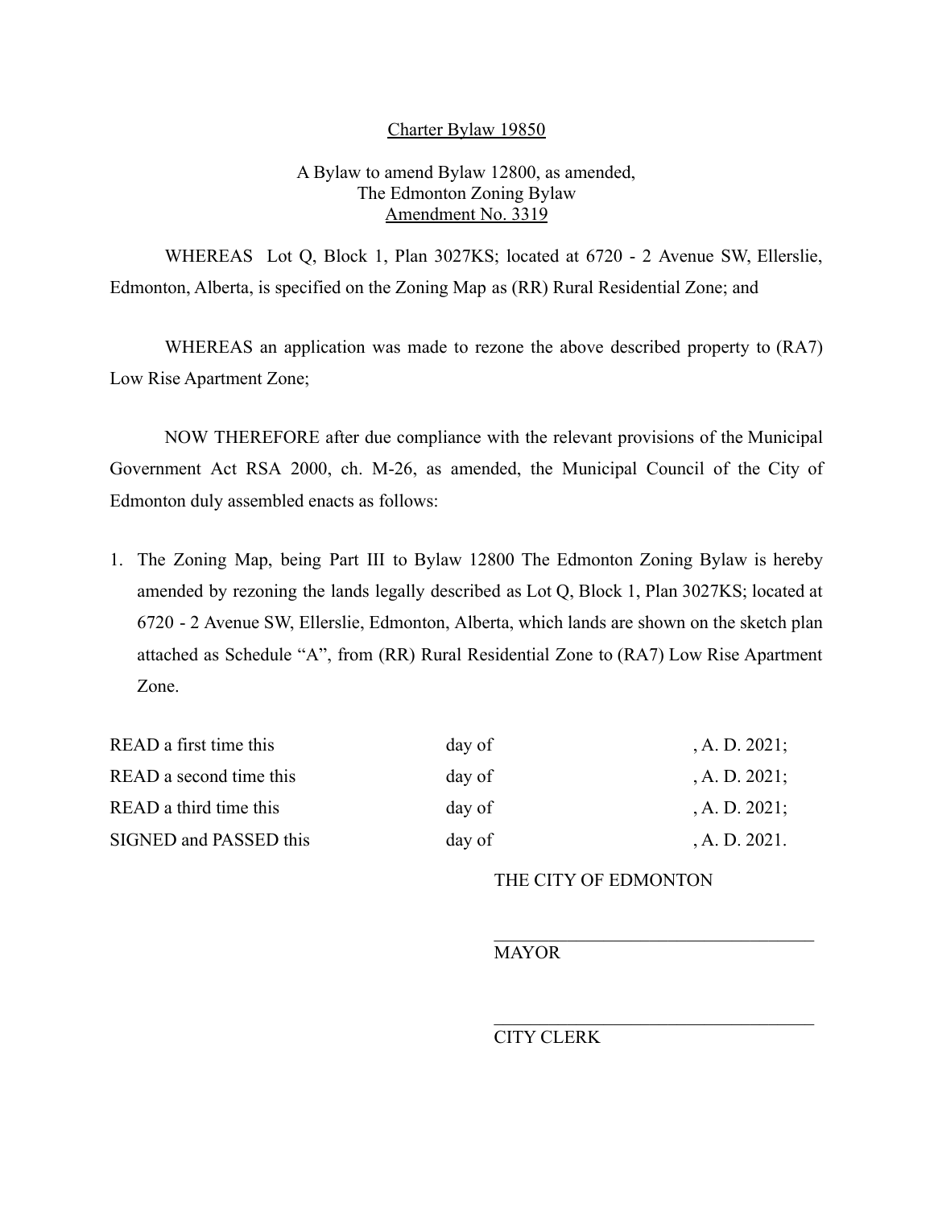<u>Charter Bylaw 19850</u>

A Bylaw to amend Bylaw 12800, as amended,
The Edmonton Zoning Bylaw
<u>Amendment No. 3319</u>

WHEREAS Lot Q, Block 1, Plan 3027KS; located at 6720 - 2 Avenue SW, Ellerslie, Edmonton, Alberta, is specified on the Zoning Map as (RR) Rural Residential Zone; and

WHEREAS an application was made to rezone the above described property to (RA7) Low Rise Apartment Zone;

NOW THEREFORE after due compliance with the relevant provisions of the Municipal Government Act RSA 2000, ch. M-26, as amended, the Municipal Council of the City of Edmonton duly assembled enacts as follows:

1. The Zoning Map, being Part III to Bylaw 12800 The Edmonton Zoning Bylaw is hereby amended by rezoning the lands legally described as Lot Q, Block 1, Plan 3027KS; located at 6720 - 2 Avenue SW, Ellerslie, Edmonton, Alberta, which lands are shown on the sketch plan attached as Schedule "A", from (RR) Rural Residential Zone to (RA7) Low Rise Apartment Zone.

| | | |
|---|---|---|
| READ a first time this | day of | , A. D. 2021; |
| READ a second time this | day of | , A. D. 2021; |
| READ a third time this | day of | , A. D. 2021; |
| SIGNED and PASSED this | day of | , A. D. 2021. |

THE CITY OF EDMONTON

_________________________________
MAYOR

_________________________________
CITY CLERK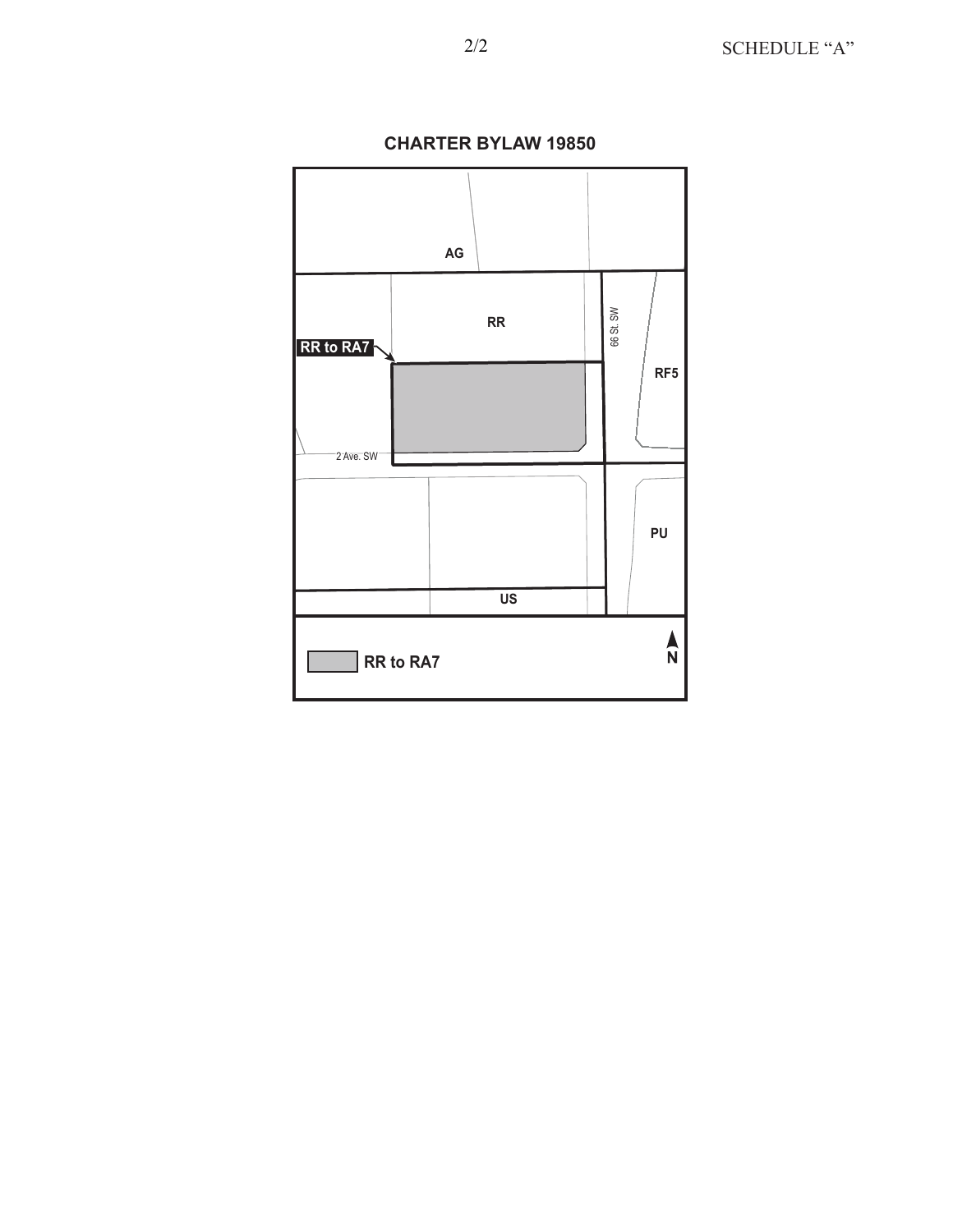SCHEDULE "A"

## CHARTER BYLAW 19850

AG

RR

RR to RA7

66 St. SW

RF5

2 Ave. SW

PU

US

N

RR to RA7